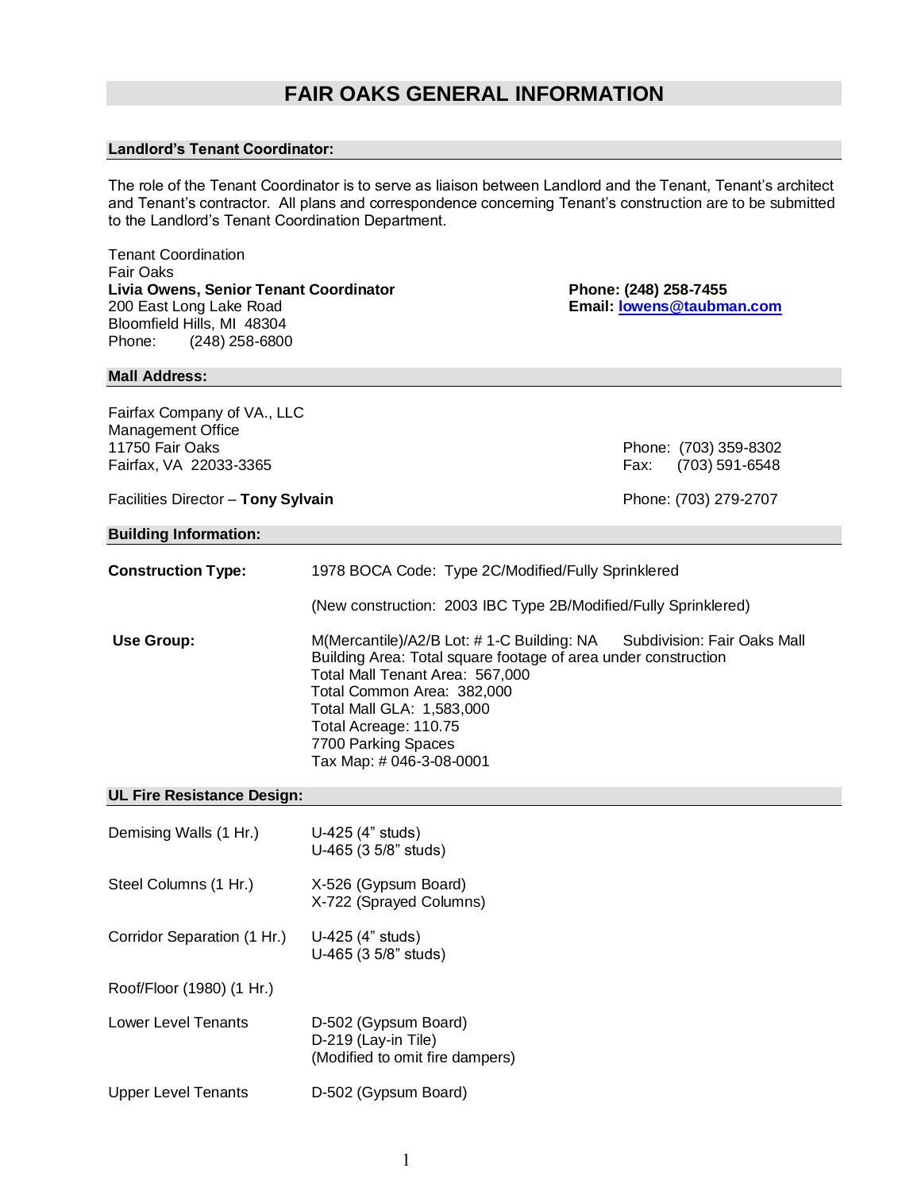# FAIR OAKS GENERAL INFORMATION

## Landlord's Tenant Coordinator:

The role of the Tenant Coordinator is to serve as liaison between Landlord and the Tenant, Tenant's architect and Tenant's contractor. All plans and correspondence concerning Tenant's construction are to be submitted to the Landlord's Tenant Coordination Department.

Tenant Coordination
Fair Oaks
**Livia Owens, Senior Tenant Coordinator**
200 East Long Lake Road
Bloomfield Hills, MI 48304
Phone: (248) 258-6800

**Phone: (248) 258-7455**
**Email: lowens@taubman.com**

## Mall Address:

Fairfax Company of VA., LLC
Management Office
11750 Fair Oaks
Fairfax, VA 22033-3365

Phone: (703) 359-8302
Fax: (703) 591-6548

Facilities Director – **Tony Sylvain** — Phone: (703) 279-2707

## Building Information:

| | |
|---|---|
| **Construction Type:** | 1978 BOCA Code: Type 2C/Modified/Fully Sprinklered<br><br>(New construction: 2003 IBC Type 2B/Modified/Fully Sprinklered) |
| **Use Group:** | M(Mercantile)/A2/B Lot: # 1-C Building: NA Subdivision: Fair Oaks Mall<br>Building Area: Total square footage of area under construction<br>Total Mall Tenant Area: 567,000<br>Total Common Area: 382,000<br>Total Mall GLA: 1,583,000<br>Total Acreage: 110.75<br>7700 Parking Spaces<br>Tax Map: # 046-3-08-0001 |

## UL Fire Resistance Design:

| | |
|---|---|
| Demising Walls (1 Hr.) | U-425 (4" studs)<br>U-465 (3 5/8" studs) |
| Steel Columns (1 Hr.) | X-526 (Gypsum Board)<br>X-722 (Sprayed Columns) |
| Corridor Separation (1 Hr.) | U-425 (4" studs)<br>U-465 (3 5/8" studs) |
| Roof/Floor (1980) (1 Hr.) | |
| Lower Level Tenants | D-502 (Gypsum Board)<br>D-219 (Lay-in Tile)<br>(Modified to omit fire dampers) |
| Upper Level Tenants | D-502 (Gypsum Board) |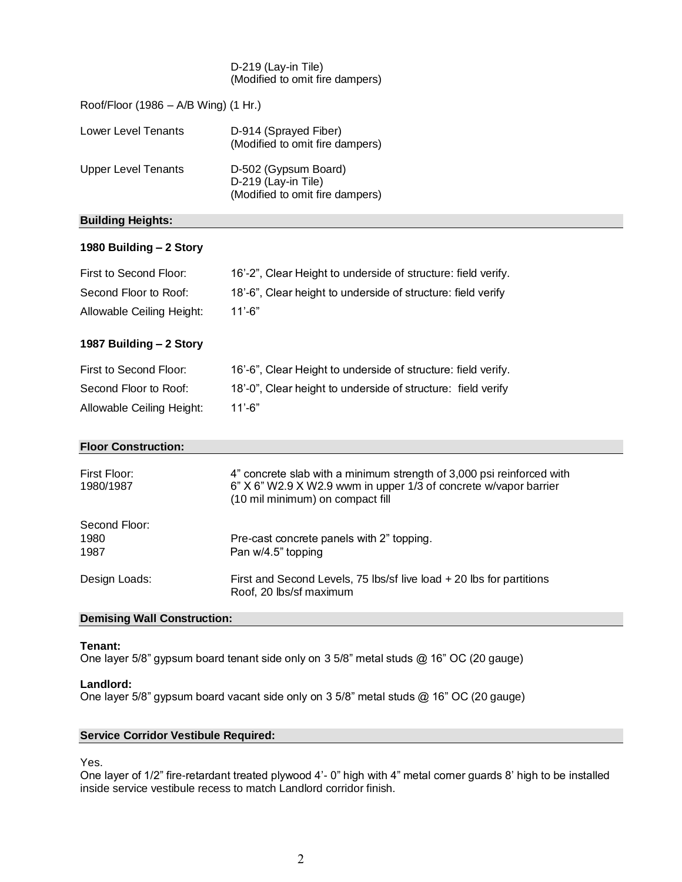| | |
|---|---|
| | D-219 (Lay-in Tile)<br>(Modified to omit fire dampers) |

Roof/Floor (1986 – A/B Wing) (1 Hr.)

| | |
|---|---|
| Lower Level Tenants | D-914 (Sprayed Fiber)<br>(Modified to omit fire dampers) |
| Upper Level Tenants | D-502 (Gypsum Board)<br>D-219 (Lay-in Tile)<br>(Modified to omit fire dampers) |

## Building Heights:

**1980 Building – 2 Story**

| | |
|---|---|
| First to Second Floor: | 16'-2", Clear Height to underside of structure: field verify. |
| Second Floor to Roof: | 18'-6", Clear height to underside of structure: field verify |
| Allowable Ceiling Height: | 11'-6" |

**1987 Building – 2 Story**

| | |
|---|---|
| First to Second Floor: | 16'-6", Clear Height to underside of structure: field verify. |
| Second Floor to Roof: | 18'-0", Clear height to underside of structure: field verify |
| Allowable Ceiling Height: | 11'-6" |

## Floor Construction:

| | |
|---|---|
| First Floor:<br>1980/1987 | 4" concrete slab with a minimum strength of 3,000 psi reinforced with 6" X 6" W2.9 X W2.9 wwm in upper 1/3 of concrete w/vapor barrier (10 mil minimum) on compact fill |
| Second Floor:<br>1980<br>1987 | <br>Pre-cast concrete panels with 2" topping.<br>Pan w/4.5" topping |
| Design Loads: | First and Second Levels, 75 lbs/sf live load + 20 lbs for partitions<br>Roof, 20 lbs/sf maximum |

## Demising Wall Construction:

**Tenant:**
One layer 5/8" gypsum board tenant side only on 3 5/8" metal studs @ 16" OC (20 gauge)

**Landlord:**
One layer 5/8" gypsum board vacant side only on 3 5/8" metal studs @ 16" OC (20 gauge)

## Service Corridor Vestibule Required:

Yes.
One layer of 1/2" fire-retardant treated plywood 4'- 0" high with 4" metal corner guards 8' high to be installed inside service vestibule recess to match Landlord corridor finish.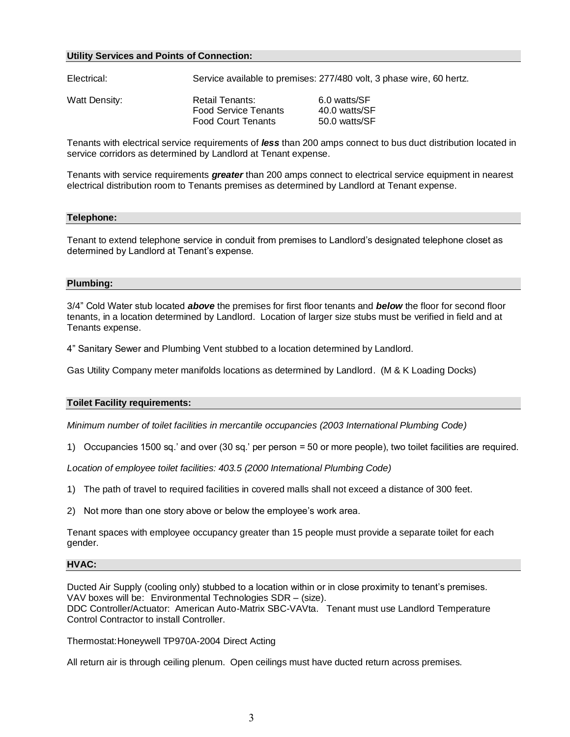## Utility Services and Points of Connection:

| | | |
|---|---|---|
| Electrical: | Service available to premises: 277/480 volt, 3 phase wire, 60 hertz. | |
| Watt Density: | Retail Tenants: | 6.0 watts/SF |
| | Food Service Tenants | 40.0 watts/SF |
| | Food Court Tenants | 50.0 watts/SF |

Tenants with electrical service requirements of ***less*** than 200 amps connect to bus duct distribution located in service corridors as determined by Landlord at Tenant expense.

Tenants with service requirements ***greater*** than 200 amps connect to electrical service equipment in nearest electrical distribution room to Tenants premises as determined by Landlord at Tenant expense.

## Telephone:

Tenant to extend telephone service in conduit from premises to Landlord's designated telephone closet as determined by Landlord at Tenant's expense.

## Plumbing:

3/4" Cold Water stub located ***above*** the premises for first floor tenants and ***below*** the floor for second floor tenants, in a location determined by Landlord. Location of larger size stubs must be verified in field and at Tenants expense.

4" Sanitary Sewer and Plumbing Vent stubbed to a location determined by Landlord.

Gas Utility Company meter manifolds locations as determined by Landlord. (M & K Loading Docks)

## Toilet Facility requirements:

*Minimum number of toilet facilities in mercantile occupancies (2003 International Plumbing Code)*

1) Occupancies 1500 sq.' and over (30 sq.' per person = 50 or more people), two toilet facilities are required.

*Location of employee toilet facilities: 403.5 (2000 International Plumbing Code)*

1) The path of travel to required facilities in covered malls shall not exceed a distance of 300 feet.

2) Not more than one story above or below the employee's work area.

Tenant spaces with employee occupancy greater than 15 people must provide a separate toilet for each gender.

## HVAC:

Ducted Air Supply (cooling only) stubbed to a location within or in close proximity to tenant's premises.
VAV boxes will be: Environmental Technologies SDR – (size).
DDC Controller/Actuator: American Auto-Matrix SBC-VAVta. Tenant must use Landlord Temperature Control Contractor to install Controller.

Thermostat: Honeywell TP970A-2004 Direct Acting

All return air is through ceiling plenum. Open ceilings must have ducted return across premises.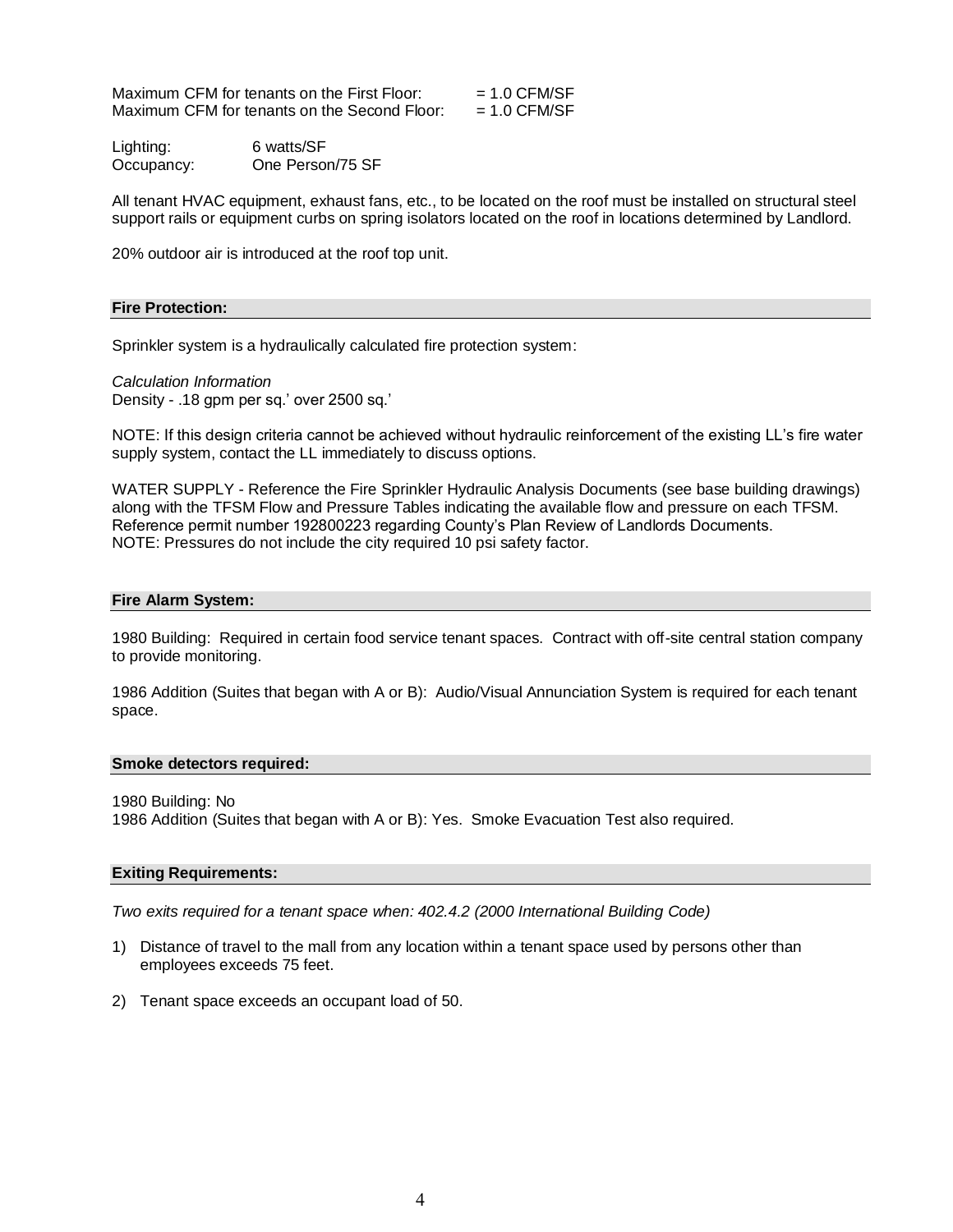Maximum CFM for tenants on the First Floor: = 1.0 CFM/SF
Maximum CFM for tenants on the Second Floor: = 1.0 CFM/SF

Lighting: 6 watts/SF
Occupancy: One Person/75 SF

All tenant HVAC equipment, exhaust fans, etc., to be located on the roof must be installed on structural steel support rails or equipment curbs on spring isolators located on the roof in locations determined by Landlord.

20% outdoor air is introduced at the roof top unit.

## Fire Protection:

Sprinkler system is a hydraulically calculated fire protection system:

*Calculation Information*
Density - .18 gpm per sq.' over 2500 sq.'

NOTE: If this design criteria cannot be achieved without hydraulic reinforcement of the existing LL's fire water supply system, contact the LL immediately to discuss options.

WATER SUPPLY - Reference the Fire Sprinkler Hydraulic Analysis Documents (see base building drawings) along with the TFSM Flow and Pressure Tables indicating the available flow and pressure on each TFSM. Reference permit number 192800223 regarding County's Plan Review of Landlords Documents.
NOTE: Pressures do not include the city required 10 psi safety factor.

## Fire Alarm System:

1980 Building: Required in certain food service tenant spaces. Contract with off-site central station company to provide monitoring.

1986 Addition (Suites that began with A or B): Audio/Visual Annunciation System is required for each tenant space.

## Smoke detectors required:

1980 Building: No
1986 Addition (Suites that began with A or B): Yes. Smoke Evacuation Test also required.

## Exiting Requirements:

*Two exits required for a tenant space when: 402.4.2 (2000 International Building Code)*

1) Distance of travel to the mall from any location within a tenant space used by persons other than employees exceeds 75 feet.
2) Tenant space exceeds an occupant load of 50.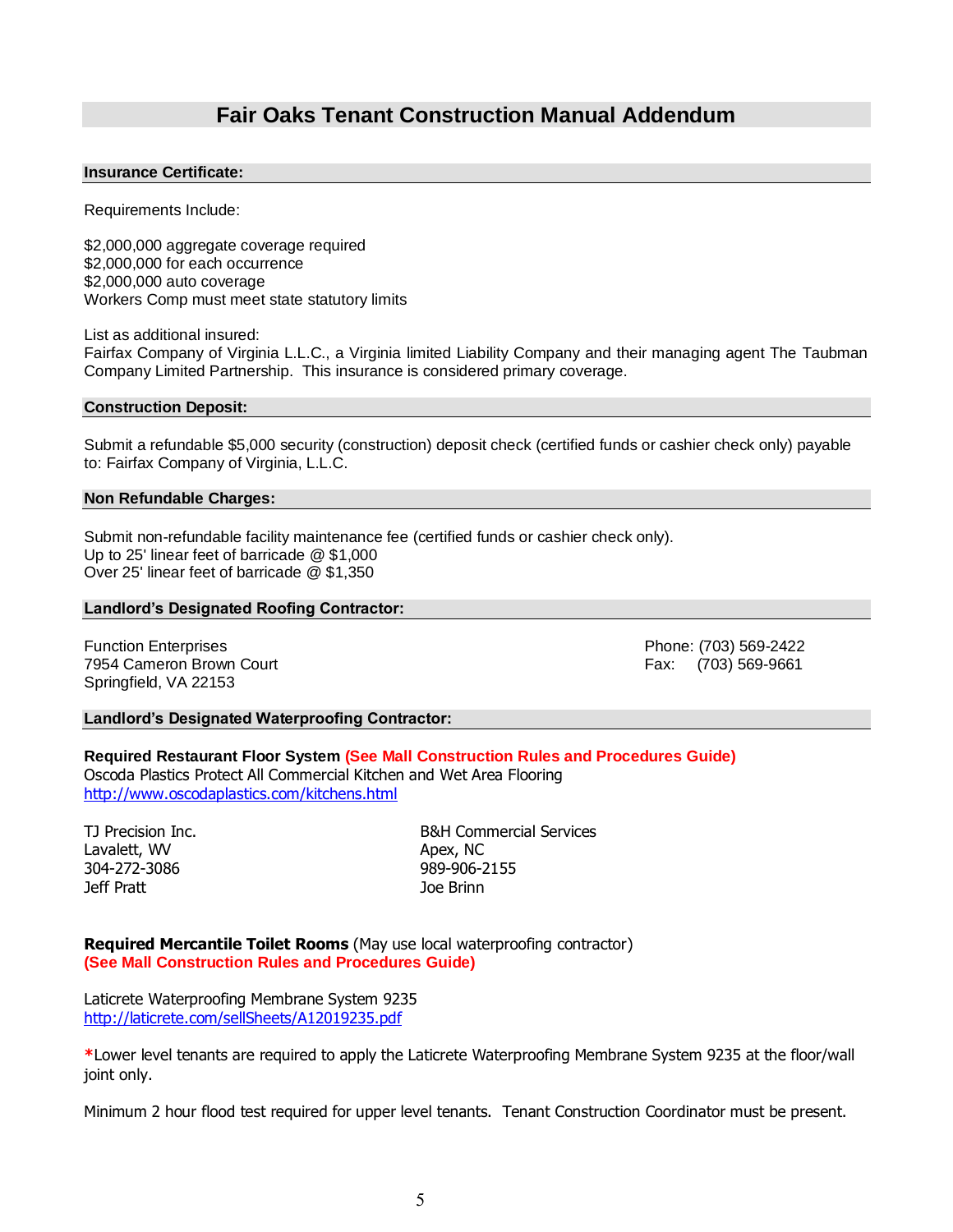# Fair Oaks Tenant Construction Manual Addendum

## Insurance Certificate:

Requirements Include:

$2,000,000 aggregate coverage required
$2,000,000 for each occurrence
$2,000,000 auto coverage
Workers Comp must meet state statutory limits

List as additional insured:
Fairfax Company of Virginia L.L.C., a Virginia limited Liability Company and their managing agent The Taubman Company Limited Partnership. This insurance is considered primary coverage.

## Construction Deposit:

Submit a refundable $5,000 security (construction) deposit check (certified funds or cashier check only) payable to: Fairfax Company of Virginia, L.L.C.

## Non Refundable Charges:

Submit non-refundable facility maintenance fee (certified funds or cashier check only).
Up to 25' linear feet of barricade @ $1,000
Over 25' linear feet of barricade @ $1,350

## Landlord's Designated Roofing Contractor:

Function Enterprises
7954 Cameron Brown Court
Springfield, VA 22153

Phone: (703) 569-2422
Fax: (703) 569-9661

## Landlord's Designated Waterproofing Contractor:

**Required Restaurant Floor System** **(See Mall Construction Rules and Procedures Guide)**
Oscoda Plastics Protect All Commercial Kitchen and Wet Area Flooring
http://www.oscodaplastics.com/kitchens.html

TJ Precision Inc.
Lavalett, WV
304-272-3086
Jeff Pratt

B&H Commercial Services
Apex, NC
989-906-2155
Joe Brinn

**Required Mercantile Toilet Rooms** (May use local waterproofing contractor)
**(See Mall Construction Rules and Procedures Guide)**

Laticrete Waterproofing Membrane System 9235
http://laticrete.com/sellSheets/A12019235.pdf

*Lower level tenants are required to apply the Laticrete Waterproofing Membrane System 9235 at the floor/wall joint only.

Minimum 2 hour flood test required for upper level tenants. Tenant Construction Coordinator must be present.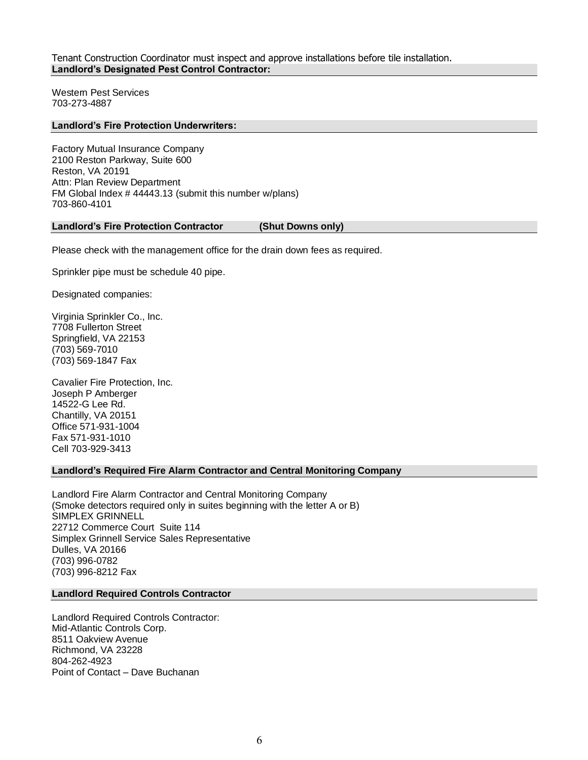Tenant Construction Coordinator must inspect and approve installations before tile installation.

### Landlord's Designated Pest Control Contractor:

Western Pest Services
703-273-4887

### Landlord's Fire Protection Underwriters:

Factory Mutual Insurance Company
2100 Reston Parkway, Suite 600
Reston, VA 20191
Attn: Plan Review Department
FM Global Index # 44443.13 (submit this number w/plans)
703-860-4101

### Landlord's Fire Protection Contractor (Shut Downs only)

Please check with the management office for the drain down fees as required.

Sprinkler pipe must be schedule 40 pipe.

Designated companies:

Virginia Sprinkler Co., Inc.
7708 Fullerton Street
Springfield, VA 22153
(703) 569-7010
(703) 569-1847 Fax

Cavalier Fire Protection, Inc.
Joseph P Amberger
14522-G Lee Rd.
Chantilly, VA 20151
Office 571-931-1004
Fax 571-931-1010
Cell 703-929-3413

### Landlord's Required Fire Alarm Contractor and Central Monitoring Company

Landlord Fire Alarm Contractor and Central Monitoring Company
(Smoke detectors required only in suites beginning with the letter A or B)
SIMPLEX GRINNELL
22712 Commerce Court Suite 114
Simplex Grinnell Service Sales Representative
Dulles, VA 20166
(703) 996-0782
(703) 996-8212 Fax

### Landlord Required Controls Contractor

Landlord Required Controls Contractor:
Mid-Atlantic Controls Corp.
8511 Oakview Avenue
Richmond, VA 23228
804-262-4923
Point of Contact – Dave Buchanan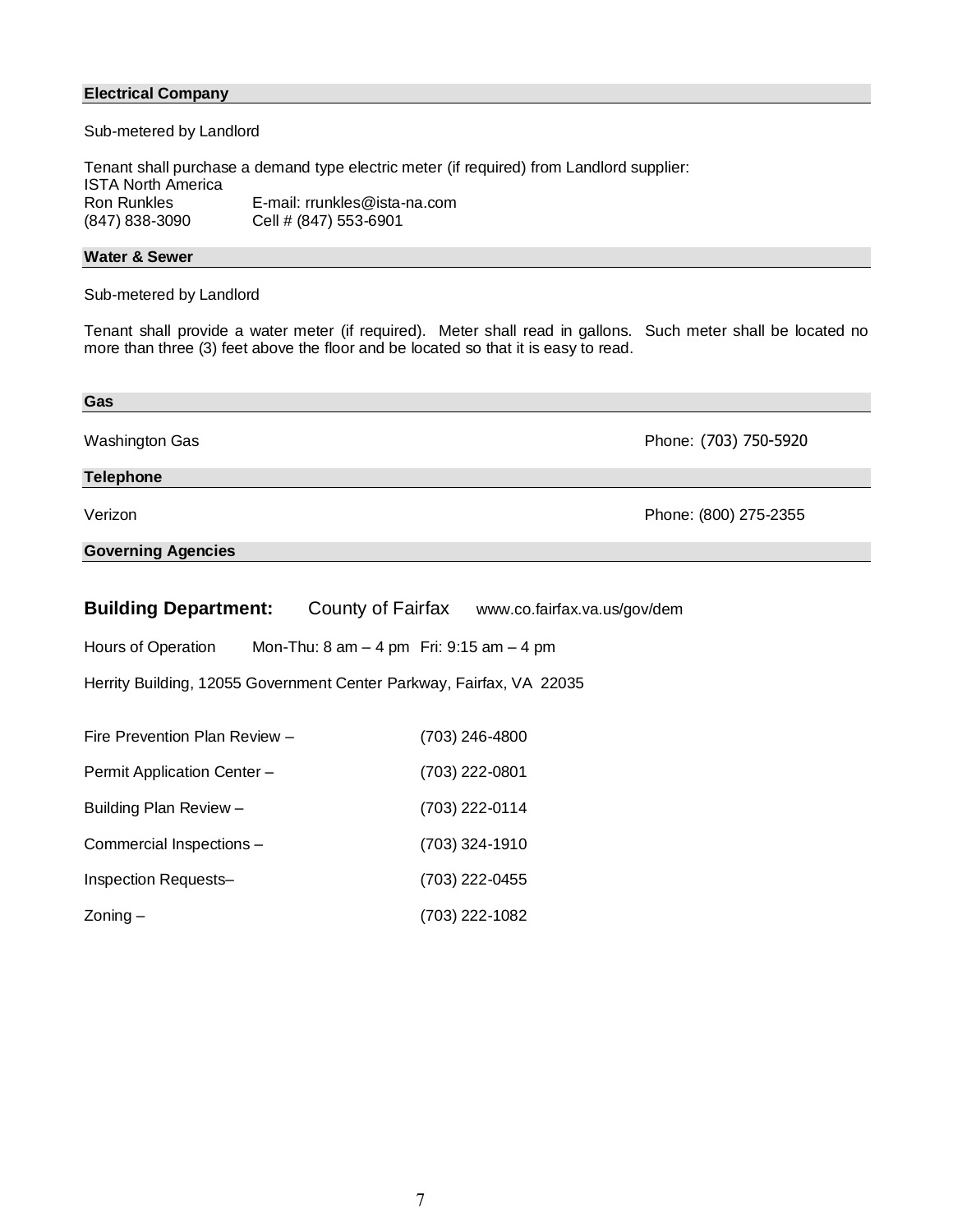## Electrical Company

Sub-metered by Landlord

Tenant shall purchase a demand type electric meter (if required) from Landlord supplier:
ISTA North America
Ron Runkles    E-mail: rrunkles@ista-na.com
(847) 838-3090    Cell # (847) 553-6901

## Water & Sewer

Sub-metered by Landlord

Tenant shall provide a water meter (if required). Meter shall read in gallons. Such meter shall be located no more than three (3) feet above the floor and be located so that it is easy to read.

## Gas

Washington Gas    Phone: (703) 750-5920

## Telephone

Verizon    Phone: (800) 275-2355

## Governing Agencies

**Building Department:** County of Fairfax    www.co.fairfax.va.us/gov/dem

Hours of Operation    Mon-Thu: 8 am – 4 pm  Fri: 9:15 am – 4 pm

Herrity Building, 12055 Government Center Parkway, Fairfax, VA 22035

| | |
|---|---|
| Fire Prevention Plan Review – | (703) 246-4800 |
| Permit Application Center – | (703) 222-0801 |
| Building Plan Review – | (703) 222-0114 |
| Commercial Inspections – | (703) 324-1910 |
| Inspection Requests– | (703) 222-0455 |
| Zoning – | (703) 222-1082 |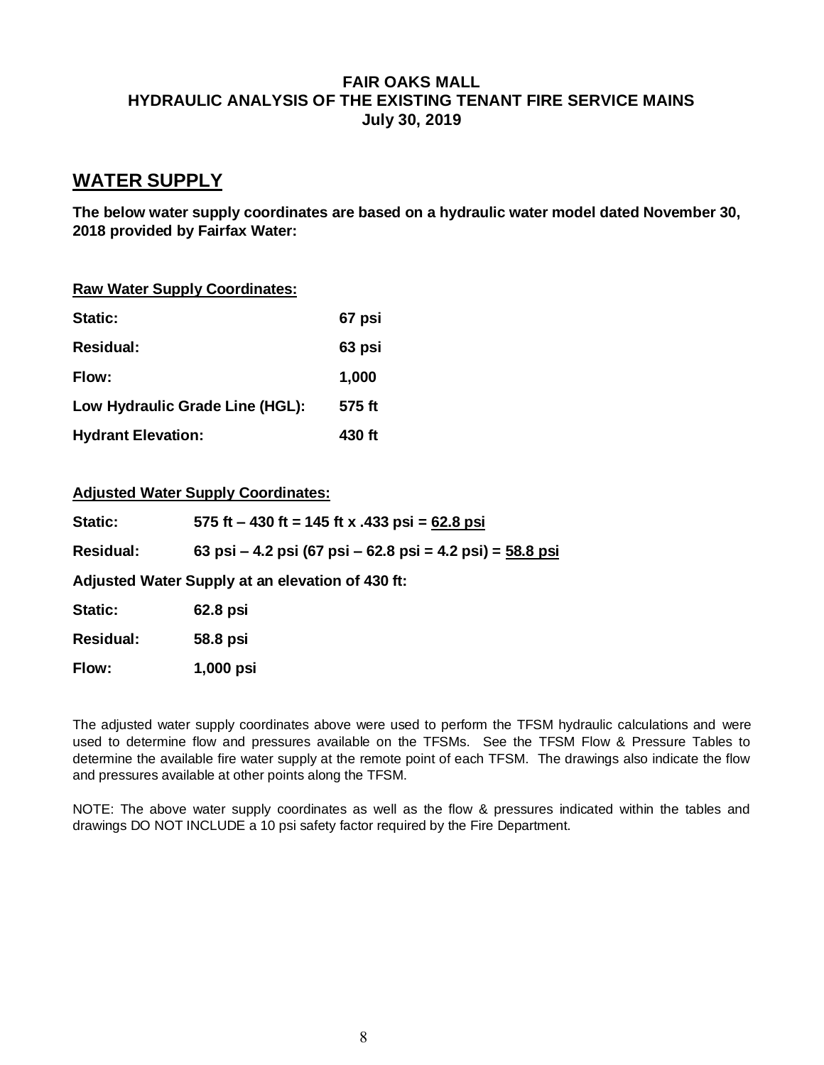**FAIR OAKS MALL**
**HYDRAULIC ANALYSIS OF THE EXISTING TENANT FIRE SERVICE MAINS**
**July 30, 2019**

## WATER SUPPLY

**The below water supply coordinates are based on a hydraulic water model dated November 30, 2018 provided by Fairfax Water:**

**Raw Water Supply Coordinates:**

| | |
|---|---|
| **Static:** | **67 psi** |
| **Residual:** | **63 psi** |
| **Flow:** | **1,000** |
| **Low Hydraulic Grade Line (HGL):** | **575 ft** |
| **Hydrant Elevation:** | **430 ft** |

**Adjusted Water Supply Coordinates:**

**Static:** **575 ft – 430 ft = 145 ft x .433 psi = 62.8 psi**

**Residual:** **63 psi – 4.2 psi (67 psi – 62.8 psi = 4.2 psi) = 58.8 psi**

**Adjusted Water Supply at an elevation of 430 ft:**

| | |
|---|---|
| **Static:** | **62.8 psi** |
| **Residual:** | **58.8 psi** |
| **Flow:** | **1,000 psi** |

The adjusted water supply coordinates above were used to perform the TFSM hydraulic calculations and were used to determine flow and pressures available on the TFSMs. See the TFSM Flow & Pressure Tables to determine the available fire water supply at the remote point of each TFSM. The drawings also indicate the flow and pressures available at other points along the TFSM.

NOTE: The above water supply coordinates as well as the flow & pressures indicated within the tables and drawings DO NOT INCLUDE a 10 psi safety factor required by the Fire Department.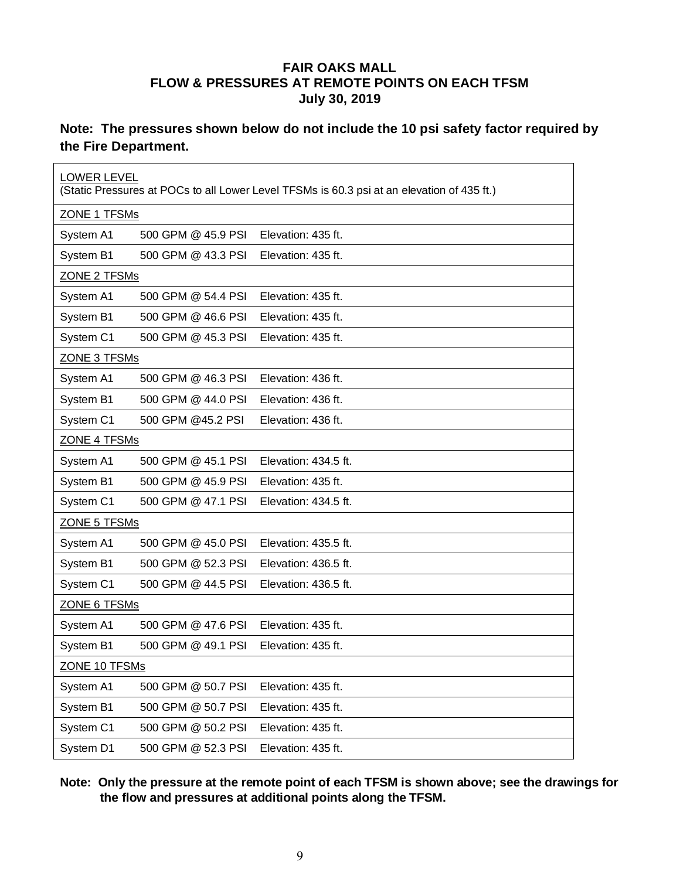**FAIR OAKS MALL**
**FLOW & PRESSURES AT REMOTE POINTS ON EACH TFSM**
**July 30, 2019**

**Note: The pressures shown below do not include the 10 psi safety factor required by the Fire Department.**

| LOWER LEVEL (Static Pressures at POCs to all Lower Level TFSMs is 60.3 psi at an elevation of 435 ft.) | | |
|---|---|---|
| ZONE 1 TFSMs | | |
| System A1 | 500 GPM @ 45.9 PSI | Elevation: 435 ft. |
| System B1 | 500 GPM @ 43.3 PSI | Elevation: 435 ft. |
| ZONE 2 TFSMs | | |
| System A1 | 500 GPM @ 54.4 PSI | Elevation: 435 ft. |
| System B1 | 500 GPM @ 46.6 PSI | Elevation: 435 ft. |
| System C1 | 500 GPM @ 45.3 PSI | Elevation: 435 ft. |
| ZONE 3 TFSMs | | |
| System A1 | 500 GPM @ 46.3 PSI | Elevation: 436 ft. |
| System B1 | 500 GPM @ 44.0 PSI | Elevation: 436 ft. |
| System C1 | 500 GPM @45.2 PSI | Elevation: 436 ft. |
| ZONE 4 TFSMs | | |
| System A1 | 500 GPM @ 45.1 PSI | Elevation: 434.5 ft. |
| System B1 | 500 GPM @ 45.9 PSI | Elevation: 435 ft. |
| System C1 | 500 GPM @ 47.1 PSI | Elevation: 434.5 ft. |
| ZONE 5 TFSMs | | |
| System A1 | 500 GPM @ 45.0 PSI | Elevation: 435.5 ft. |
| System B1 | 500 GPM @ 52.3 PSI | Elevation: 436.5 ft. |
| System C1 | 500 GPM @ 44.5 PSI | Elevation: 436.5 ft. |
| ZONE 6 TFSMs | | |
| System A1 | 500 GPM @ 47.6 PSI | Elevation: 435 ft. |
| System B1 | 500 GPM @ 49.1 PSI | Elevation: 435 ft. |
| ZONE 10 TFSMs | | |
| System A1 | 500 GPM @ 50.7 PSI | Elevation: 435 ft. |
| System B1 | 500 GPM @ 50.7 PSI | Elevation: 435 ft. |
| System C1 | 500 GPM @ 50.2 PSI | Elevation: 435 ft. |
| System D1 | 500 GPM @ 52.3 PSI | Elevation: 435 ft. |

**Note: Only the pressure at the remote point of each TFSM is shown above; see the drawings for the flow and pressures at additional points along the TFSM.**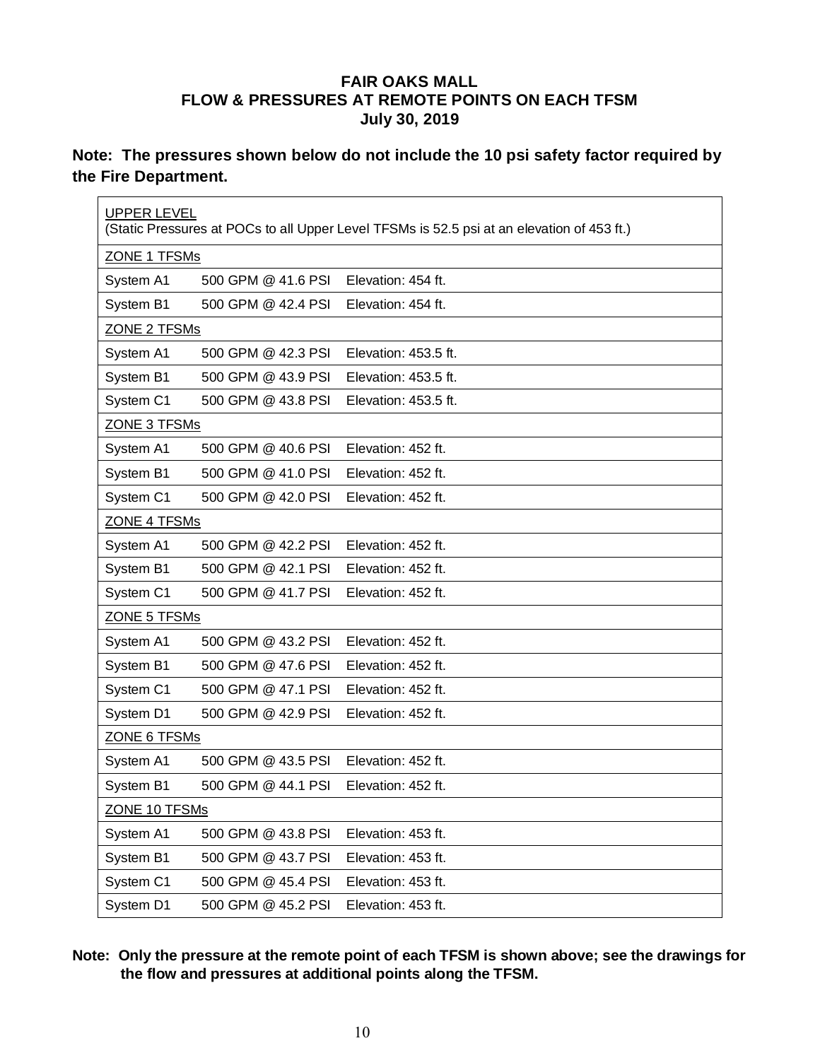**FAIR OAKS MALL**
**FLOW & PRESSURES AT REMOTE POINTS ON EACH TFSM**
**July 30, 2019**

**Note: The pressures shown below do not include the 10 psi safety factor required by the Fire Department.**

| | | |
|---|---|---|
| UPPER LEVEL (Static Pressures at POCs to all Upper Level TFSMs is 52.5 psi at an elevation of 453 ft.) | | |
| ZONE 1 TFSMs | | |
| System A1 | 500 GPM @ 41.6 PSI | Elevation: 454 ft. |
| System B1 | 500 GPM @ 42.4 PSI | Elevation: 454 ft. |
| ZONE 2 TFSMs | | |
| System A1 | 500 GPM @ 42.3 PSI | Elevation: 453.5 ft. |
| System B1 | 500 GPM @ 43.9 PSI | Elevation: 453.5 ft. |
| System C1 | 500 GPM @ 43.8 PSI | Elevation: 453.5 ft. |
| ZONE 3 TFSMs | | |
| System A1 | 500 GPM @ 40.6 PSI | Elevation: 452 ft. |
| System B1 | 500 GPM @ 41.0 PSI | Elevation: 452 ft. |
| System C1 | 500 GPM @ 42.0 PSI | Elevation: 452 ft. |
| ZONE 4 TFSMs | | |
| System A1 | 500 GPM @ 42.2 PSI | Elevation: 452 ft. |
| System B1 | 500 GPM @ 42.1 PSI | Elevation: 452 ft. |
| System C1 | 500 GPM @ 41.7 PSI | Elevation: 452 ft. |
| ZONE 5 TFSMs | | |
| System A1 | 500 GPM @ 43.2 PSI | Elevation: 452 ft. |
| System B1 | 500 GPM @ 47.6 PSI | Elevation: 452 ft. |
| System C1 | 500 GPM @ 47.1 PSI | Elevation: 452 ft. |
| System D1 | 500 GPM @ 42.9 PSI | Elevation: 452 ft. |
| ZONE 6 TFSMs | | |
| System A1 | 500 GPM @ 43.5 PSI | Elevation: 452 ft. |
| System B1 | 500 GPM @ 44.1 PSI | Elevation: 452 ft. |
| ZONE 10 TFSMs | | |
| System A1 | 500 GPM @ 43.8 PSI | Elevation: 453 ft. |
| System B1 | 500 GPM @ 43.7 PSI | Elevation: 453 ft. |
| System C1 | 500 GPM @ 45.4 PSI | Elevation: 453 ft. |
| System D1 | 500 GPM @ 45.2 PSI | Elevation: 453 ft. |

**Note: Only the pressure at the remote point of each TFSM is shown above; see the drawings for the flow and pressures at additional points along the TFSM.**